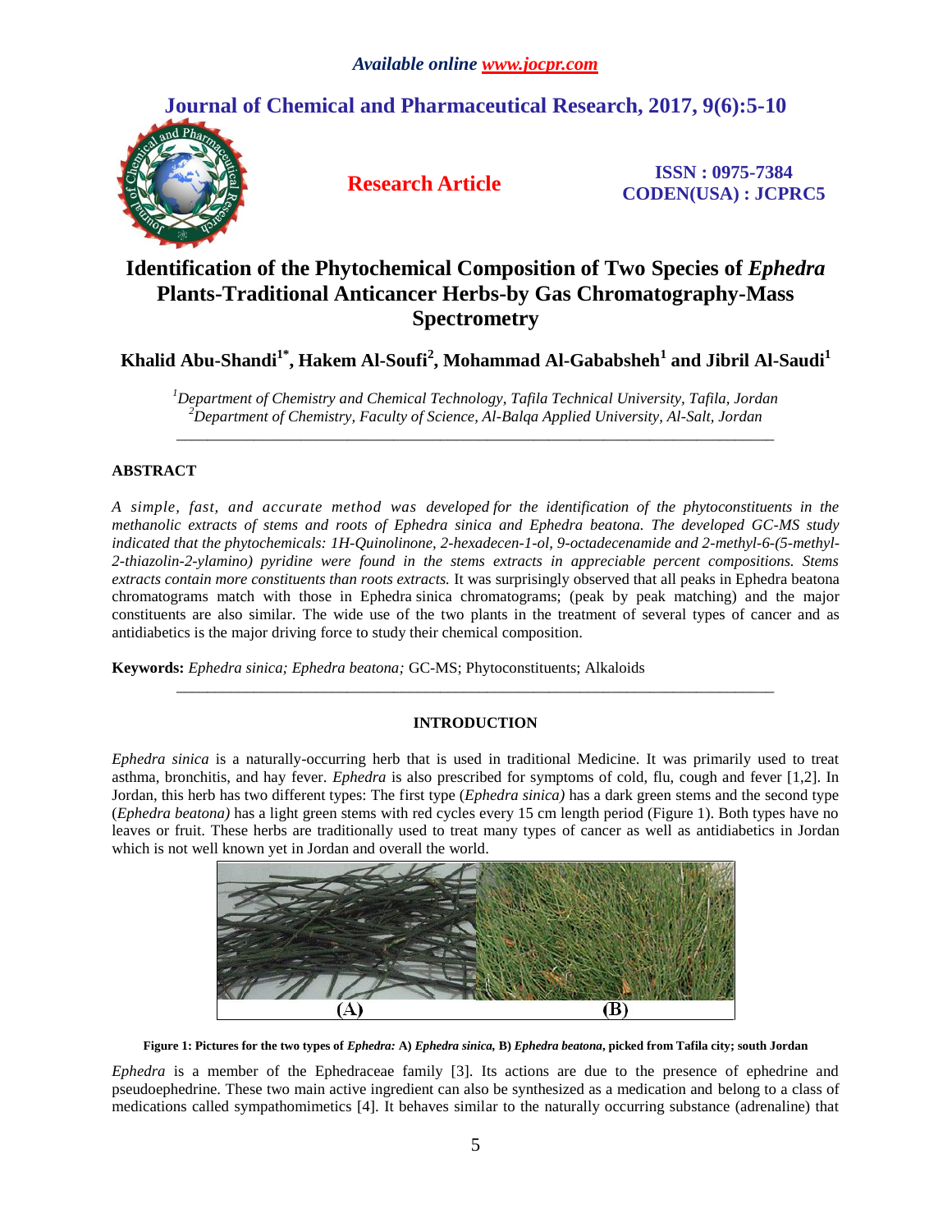# Identification of the Phytochemical Composition of Two Species of *Ephedra* Plants-Traditional Anticancer Herbs-by Gas Chromatography-Mass Spectrometry

**Khalid Abu-Shandi[1*], Hakem Al-Soufi[2], Mohammad Al-Gababsheh[1] and Jibril Al-Saudi[1]**

*[1]Department of Chemistry and Chemical Technology, Tafila Technical University, Tafila, Jordan*
*[2]Department of Chemistry, Faculty of Science, Al-Balqa Applied University, Al-Salt, Jordan*

## ABSTRACT

*A simple, fast, and accurate method was developed for the identification of the phytoconstituents in the methanolic extracts of stems and roots of Ephedra sinica and Ephedra beatona. The developed GC-MS study indicated that the phytochemicals: 1H-Quinolinone, 2-hexadecen-1-ol, 9-octadecenamide and 2-methyl-6-(5-methyl-2-thiazolin-2-ylamino) pyridine were found in the stems extracts in appreciable percent compositions. Stems extracts contain more constituents than roots extracts.* It was surprisingly observed that all peaks in Ephedra beatona chromatograms match with those in Ephedra sinica chromatograms; (peak by peak matching) and the major constituents are also similar. The wide use of the two plants in the treatment of several types of cancer and as antidiabetics is the major driving force to study their chemical composition.

**Keywords:** *Ephedra sinica; Ephedra beatona;* GC-MS; Phytoconstituents; Alkaloids

## INTRODUCTION

*Ephedra sinica* is a naturally-occurring herb that is used in traditional Medicine. It was primarily used to treat asthma, bronchitis, and hay fever. *Ephedra* is also prescribed for symptoms of cold, flu, cough and fever [1,2]. In Jordan, this herb has two different types: The first type (*Ephedra sinica)* has a dark green stems and the second type (*Ephedra beatona)* has a light green stems with red cycles every 15 cm length period (Figure 1). Both types have no leaves or fruit. These herbs are traditionally used to treat many types of cancer as well as antidiabetics in Jordan which is not well known yet in Jordan and overall the world.

**Figure 1: Pictures for the two types of *Ephedra:* A) *Ephedra sinica,* B) *Ephedra beatona*, picked from Tafila city; south Jordan**

*Ephedra* is a member of the Ephedraceae family [3]. Its actions are due to the presence of ephedrine and pseudoephedrine. These two main active ingredient can also be synthesized as a medication and belong to a class of medications called sympathomimetics [4]. It behaves similar to the naturally occurring substance (adrenaline) that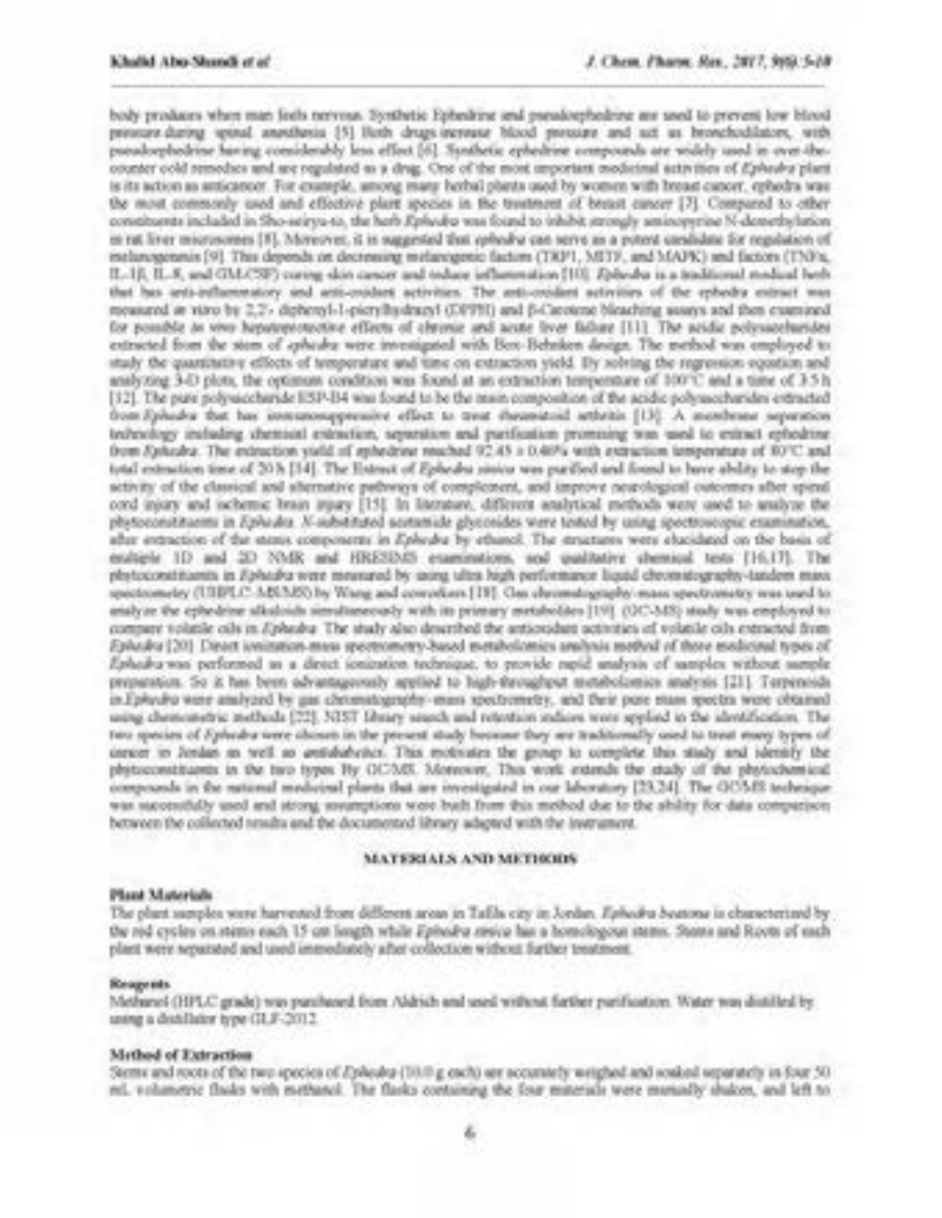body produces when man feels nervous. Synthetic Ephedrine and pseudoephedrine are used to prevent low blood pressure during spinal anesthesia [5]. Both drugs increase blood pressure and act as bronchodilators, with pseudoephedrine having considerably less effect [6]. Synthetic ephedrine compounds are widely used in over-the-counter cold remedies and are regulated as a drug. One of the most important medicinal activities of *Ephedra* plant is its action as anticancer. For example, among many herbal plants used by women with breast cancer, ephedra was the most commonly used and effective plant species in the treatment of breast cancer [7]. Compared to other constituents included in Sho-seiryu-to, the herb *Ephedra* was found to inhibit strongly aminopyrine N-demethylation in rat liver microsomes [8]. Moreover, it is suggested that *ephedra* can serve as a potent candidate for regulation of melanogenesis [9]. This depends on decreasing melanogenic factors (TRP1, MITF, and MAPK) and factors (TNFα, IL-1β, IL-8, and GM-CSF) curing skin cancer and reduce inflammation [10]. *Ephedra* is a traditional medical herb that has anti-inflammatory and anti-oxidant activities. The anti-oxidant activities of the ephedra extract was measured *in vitro* by 2,2'- diphenyl-1-picrylhydrazyl (DPPH) and β-Carotene bleaching assays and then examined for possible *in vivo* hepatoprotective effects of chronic and acute liver failure [11]. The acidic polysaccharides extracted from the stem of *ephedra* were investigated with Box-Behnken design. The method was employed to study the quantitative effects of temperature and time on extraction yield. By solving the regression equation and analyzing 3-D plots, the optimum condition was found at an extraction temperature of 100°C and a time of 3.5 h [12]. The pure polysaccharide ESP-B4 was found to be the main composition of the acidic polysaccharides extracted from *Ephedra* that has immunosuppressive effect to treat rheumatoid arthritis [13]. A membrane separation technology including chemical extraction, separation and purification promising was used to extract ephedrine from *Ephedra*. The extraction yield of ephedrine reached 92.45 ± 0.46% with extraction temperature of 80°C and total extraction time of 20 h [14]. The Extract of *Ephedra sinica* was purified and found to have ability to stop the activity of the classical and alternative pathways of complement, and improve neurological outcomes after spinal cord injury and ischemic brain injury [15]. In literature, different analytical methods were used to analyze the phytoconstituents in *Ephedra*. *N*-substituted acetamide glycosides were tested by using spectroscopic examination, after extraction of the stems components in *Ephedra* by ethanol. The structures were elucidated on the basis of multiple 1D and 2D NMR and HRESIMS examinations, and qualitative chemical tests [16,17]. The phytoconstituents in *Ephedra* were measured by using ultra high performance liquid chromatography-tandem mass spectrometry (UHPLC-MS/MS) by Wang and coworkers [18]. Gas chromatography-mass spectrometry was used to analyze the ephedrine alkaloids simultaneously with its primary metabolites [19]. (GC-MS) study was employed to compare volatile oils in *Ephedra*. The study also described the antioxidant activities of volatile oils extracted from *Ephedra* [20]. Direct ionization-mass spectrometry-based metabolomics analysis method of three medicinal types of *Ephedra* was performed as a direct ionization technique, to provide rapid analysis of samples without sample preparation. So it has been advantageously applied to high-throughput metabolomics analysis [21]. Terpenoids in *Ephedra* were analyzed by gas chromatography-mass spectrometry, and their pure mass spectra were obtained using chemometric methods [22]. NIST library search and retention indices were applied in the identification. The two species of *Ephedra* were chosen in the present study because they are traditionally used to treat many types of cancer in Jordan as well as antidiabetics. This motivates the group to complete this study and identify the phytoconstituents in the two types by GC/MS. Moreover, This work extends the study of the phytochemical compounds in the natural medicinal plants that are investigated in our laboratory [23,24]. The GC/MS technique was successfully used and strong assumptions were built from this method due to the ability for data comparison between the collected results and the documented library adapted with the instrument.

## MATERIALS AND METHODS

### Plant Materials

The plant samples were harvested from different areas in Tafila city in Jordan. *Ephedra beatona* is characterized by the red cycles on stems each 15 cm length while *Ephedra sinica* has a homologous stems. Stems and Roots of each plant were separated and used immediately after collection without further treatment.

### Reagents

Methanol (HPLC grade) was purchased from Aldrich and used without further purification. Water was distilled by using a distillator type GLF-2012.

### Method of Extraction

Stems and roots of the two species of *Ephedra* (10.0 g each) are accurately weighed and soaked separately in four 50 mL volumetric flasks with methanol. The flasks containing the four materials were manually shaken, and left to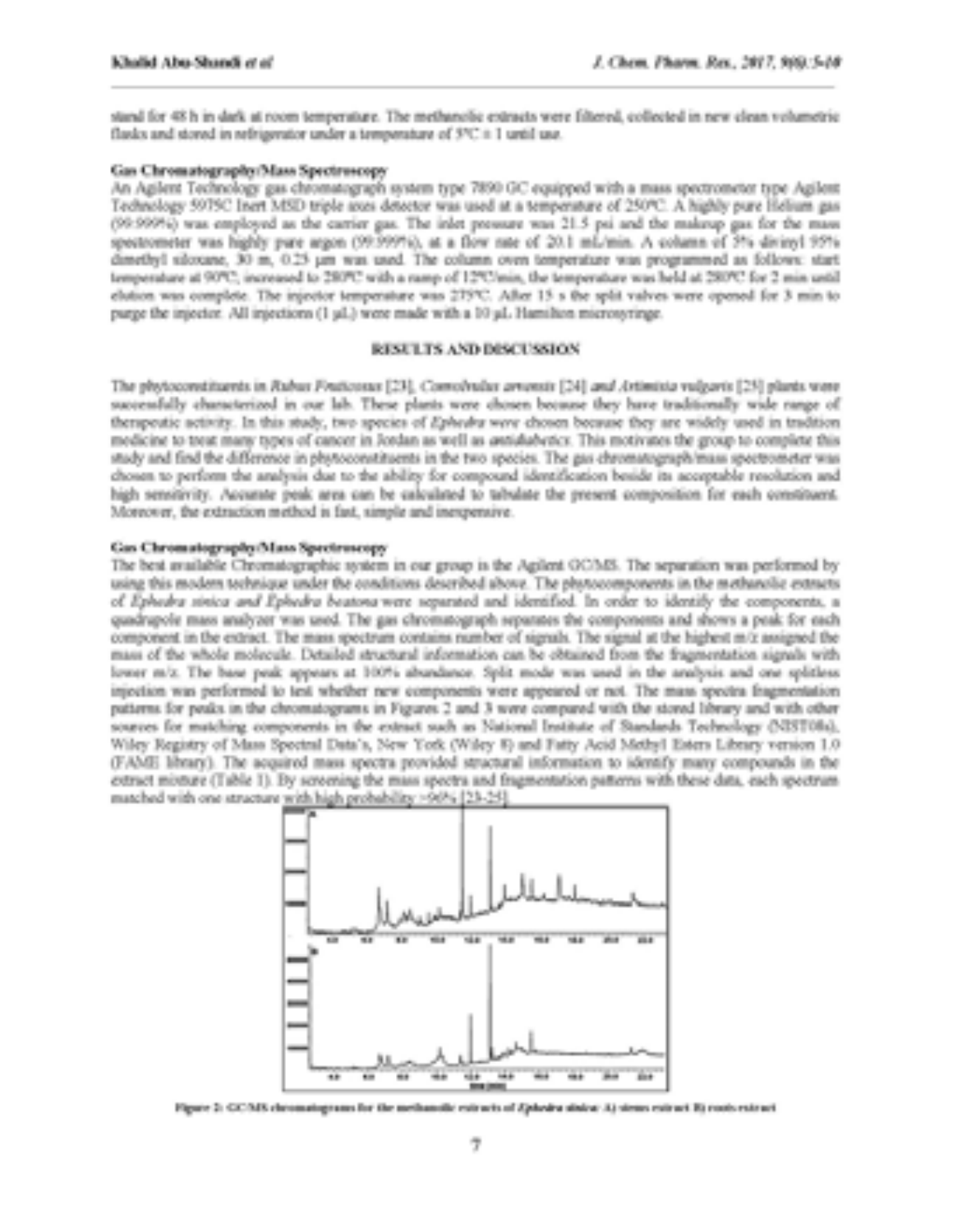stand for 48 h in dark at room temperature. The methanolic extracts were filtered, collected in new clean volumetric flasks and stored in refrigerator under a temperature of 5°C ± 1 until use.

### Gas Chromatography/Mass Spectroscopy

An Agilent Technology gas chromatograph system type 7890 GC equipped with a mass spectrometer type Agilent Technology 5975C Inert MSD triple axes detector was used at a temperature of 250°C. A highly pure Helium gas (99.999%) was employed as the carrier gas. The inlet pressure was 21.5 psi and the makeup gas for the mass spectrometer was highly pure argon (99.999%), at a flow rate of 20.1 mL/min. A column of 5% divinyl 95% dimethyl siloxane, 30 m, 0.25 μm was used. The column oven temperature was programmed as follows: start temperature at 90°C, increased to 280°C with a ramp of 12°C/min, the temperature was held at 280°C for 2 min until elution was complete. The injector temperature was 275°C. After 15 s the split valves were opened for 3 min to purge the injector. All injections (1 μL) were made with a 10 μL Hamilton microsyringe.

## RESULTS AND DISCUSSION

The phytoconstituents in *Rubus Fruticosus* [23], *Convolvulus arvensis* [24] and *Artimisia vulgaris* [25] plants were successfully characterized in our lab. These plants were chosen because they have traditionally wide range of therapeutic activity. In this study, two species of *Ephedra* were chosen because they are widely used in tradition medicine to treat many types of cancer in Jordan as well as antidiabetics. This motivates the group to complete this study and find the difference in phytoconstituents in the two species. The gas chromatograph/mass spectrometer was chosen to perform the analysis due to the ability for compound identification beside its acceptable resolution and high sensitivity. Accurate peak area can be calculated to tabulate the present composition for each constituent. Moreover, the extraction method is fast, simple and inexpensive.

### Gas Chromatography/Mass Spectroscopy

The best available Chromatographic system in our group is the Agilent GC/MS. The separation was performed by using this modern technique under the conditions described above. The phytocomponents in the methanolic extracts of *Ephedra sinica and Ephedra beatona* were separated and identified. In order to identify the components, a quadrupole mass analyzer was used. The gas chromatograph separates the components and shows a peak for each component in the extract. The mass spectrum contains number of signals. The signal at the highest m/z assigned the mass of the whole molecule. Detailed structural information can be obtained from the fragmentation signals with lower m/z. The base peak appears at 100% abundance. Split mode was used in the analysis and one splitless injection was performed to test whether new components were appeared or not. The mass spectra fragmentation patterns for peaks in the chromatograms in Figures 2 and 3 were compared with the stored library and with other sources for matching components in the extract such as National Institute of Standards Technology (NIST08s), Wiley Registry of Mass Spectral Data's, New York (Wiley 8) and Fatty Acid Methyl Esters Library version 1.0 (FAME library). The acquired mass spectra provided structural information to identify many compounds in the extract mixture (Table 1). By screening the mass spectra and fragmentation patterns with these data, each spectrum matched with one structure with high probability >96% [23-25].

Figure 2: GC/MS chromatograms for the methanolic extracts of *Ephedra sinica*: A) stems extract B) roots extract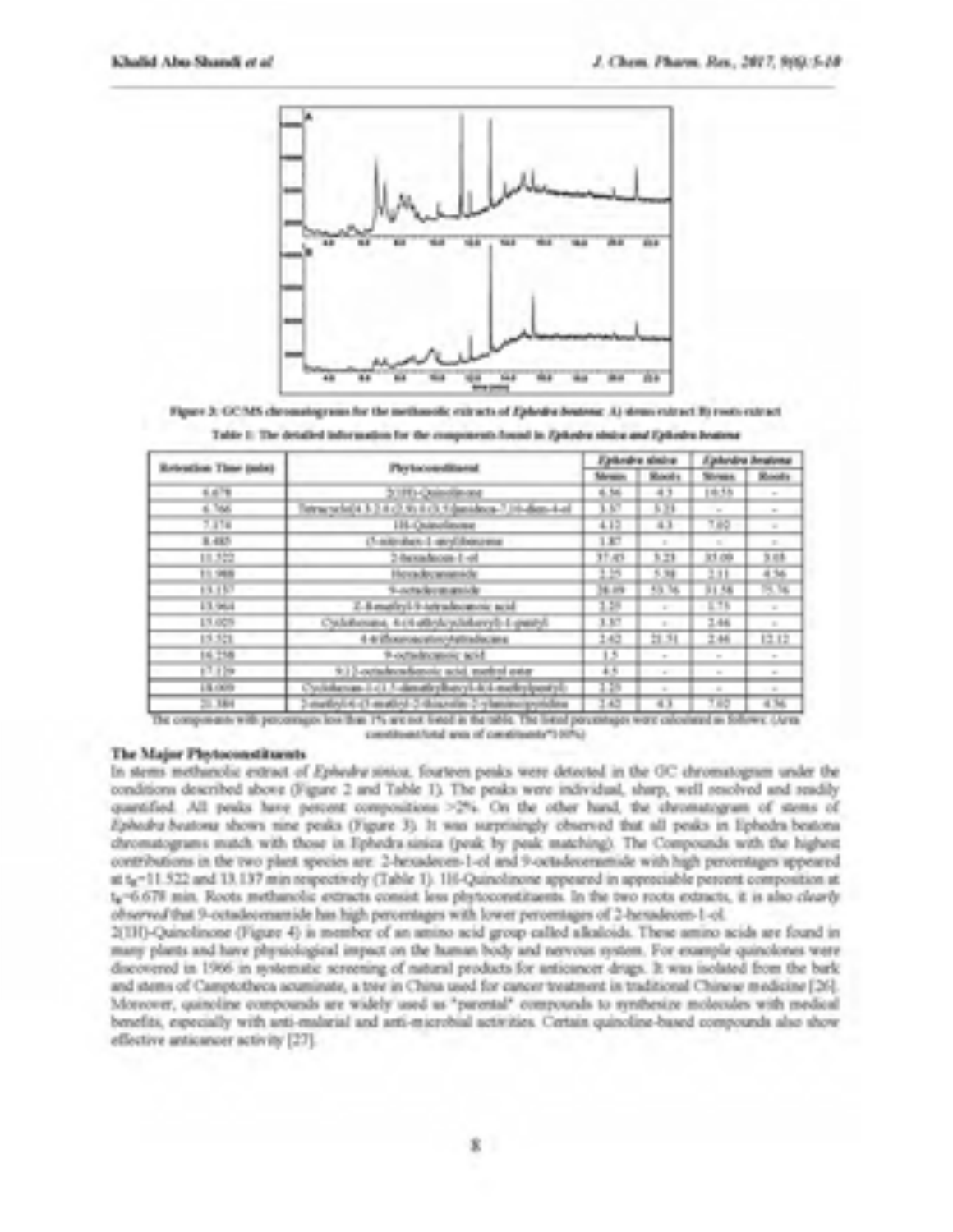Figure 3: GC/MS chromatograms for the methanolic extracts of *Ephedra beatona*: A) stems extract B) roots extract

Table 1: The detailed information for the components found in *Ephedra sinica* and *Ephedra beatona*

| Retention Time (min) | Phytoconstituent | *Ephedra sinica* | | *Ephedra beatona* | |
|---|---|---|---|---|---|
| | | Stems | Roots | Stems | Roots |
| 6.678 | 2(1H)-Quinolinone | 6.56 | 4.3 | 19.55 | - |
| 6.766 | Tetracyclo[4.3.2.0.(2,9).0.(3,5)]undeca-7,10-dien-4-ol | 3.57 | 3.23 | - | - |
| 7.174 | 1H-Quinolinone | 4.12 | 4.3 | 7.02 | - |
| 8.485 | (3-nitrobut-1-enyl)benzene | 1.87 | - | - | - |
| 11.522 | 2-hexadecen-1-ol | 37.45 | 5.23 | 35.09 | 3.05 |
| 11.988 | Hexadecanamide | 2.25 | 5.38 | 2.11 | 4.56 |
| 13.137 | 9-octadecenamide | 26.09 | 53.76 | 31.58 | 75.76 |
| 13.964 | Z-8-methyl-9-tetradecenoic acid | 2.25 | - | 1.75 | - |
| 15.025 | Cyclohexane, 4-(4-ethylcyclohexyl)-1-pentyl | 3.37 | - | 2.46 | - |
| 15.521 | 4-tri-fluoroacetoxytetradecane | 2.62 | 21.51 | 2.46 | 12.12 |
| 16.258 | 9-octadecenoic acid | 1.5 | - | - | - |
| 17.129 | 9,12-octadecadienoic acid, methyl ester | 4.5 | - | - | - |
| 18.009 | Cyclohexane-1-(1,5-dimethylhexyl)-4-(4-methylpentyl) | 2.25 | - | - | - |
| 21.384 | 2-methyl-6-(5-methyl-2-thiazolin-2-ylamino)pyridine | 2.62 | 4.3 | 7.02 | 4.56 |

The components with percentages less than 1% are not listed in the table. The listed percentages were calculated as follows: (Area constituent/total area of constituents*100%)

### The Major Phytoconstituents

In stems methanolic extract of *Ephedra sinica*, fourteen peaks were detected in the GC chromatogram under the conditions described above (Figure 2 and Table 1). The peaks were individual, sharp, well resolved and readily quantified. All peaks have percent compositions >2%. On the other hand, the chromatogram of stems of *Ephedra beatona* shows nine peaks (Figure 3). It was surprisingly observed that all peaks in Ephedra beatona chromatograms match with those in Ephedra sinica (peak by peak matching). The Compounds with the highest contributions in the two plant species are: 2-hexadecen-1-ol and 9-octadecenamide with high percentages appeared at $t_R$=11.522 and 13.137 min respectively (Table 1). 1H-Quinolinone appeared in appreciable percent composition at $t_R$=6.678 min. Roots methanolic extracts consist less phytoconstituents. In the two roots extracts, it is also *clearly observed* that 9-octadecenamide has high percentages with lower percentages of 2-hexadecen-1-ol.

2(1H)-Quinolinone (Figure 4) is member of an amino acid group called alkaloids. These amino acids are found in many plants and have physiological impact on the human body and nervous system. For example quinolones were discovered in 1966 in systematic screening of natural products for anticancer drugs. It was isolated from the bark and stems of Camptotheca acuminate, a tree in China used for cancer treatment in traditional Chinese medicine [26]. Moreover, quinoline compounds are widely used as "parental" compounds to synthesize molecules with medical benefits, especially with anti-malarial and anti-microbial activities. Certain quinoline-based compounds also show effective anticancer activity [27].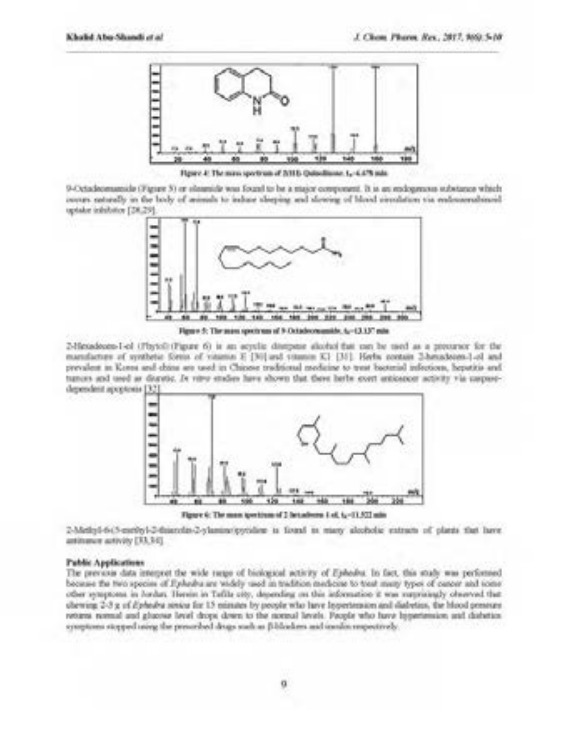Figure 4: The mass spectrum of 2(1H) Quinolinone, $t_R$=6.478 min

9-Octadecenamide (Figure 5) or oleamide was found to be a major component. It is an endogenous substance which occurs naturally in the body of animals to induce sleeping and slowing of blood circulation via endocannabinoid uptake inhibitor [28,29].

Figure 5: The mass spectrum of 9-Octadecenamide, $t_R$=13.137 min

2-Hexadecen-1-ol (Phytol) (Figure 6) is an acyclic diterpene alcohol that can be used as a precursor for the manufacture of synthetic forms of vitamin E [30] and vitamin K1 [31]. Herbs contain 2-hexadecen-1-ol and prevalent in Korea and china are used in Chinese traditional medicine to treat bacterial infections, hepatitis and tumors and used as diuretic. *In vitro* studies have shown that these herbs exert anticancer activity via caspase-dependent apoptosis [32].

Figure 6: The mass spectrum of 2-hexadecen-1-ol, $t_R$=11.522 min

2-Methyl-6-(5-methyl-2-thiazolin-2-ylamino)pyridine is found in many alcoholic extracts of plants that have anticancer activity [33,34].

**Public Applications**

The previous data interpret the wide range of biological activity of *Ephedra*. In fact, this study was performed because the two species of *Ephedra* are widely used in tradition medicine to treat many types of cancer and some other symptoms in Jordan. Herein in Tafila city, depending on this information it was surprisingly observed that chewing 2-3 g of *Ephedra sinica* for 15 minutes by people who have hypertension and diabetics, the blood pressure returns normal and glucose level drops down to the normal levels. People who have hypertension and diabetics symptoms stopped using the prescribed drugs such as β-blockers and insulin respectively.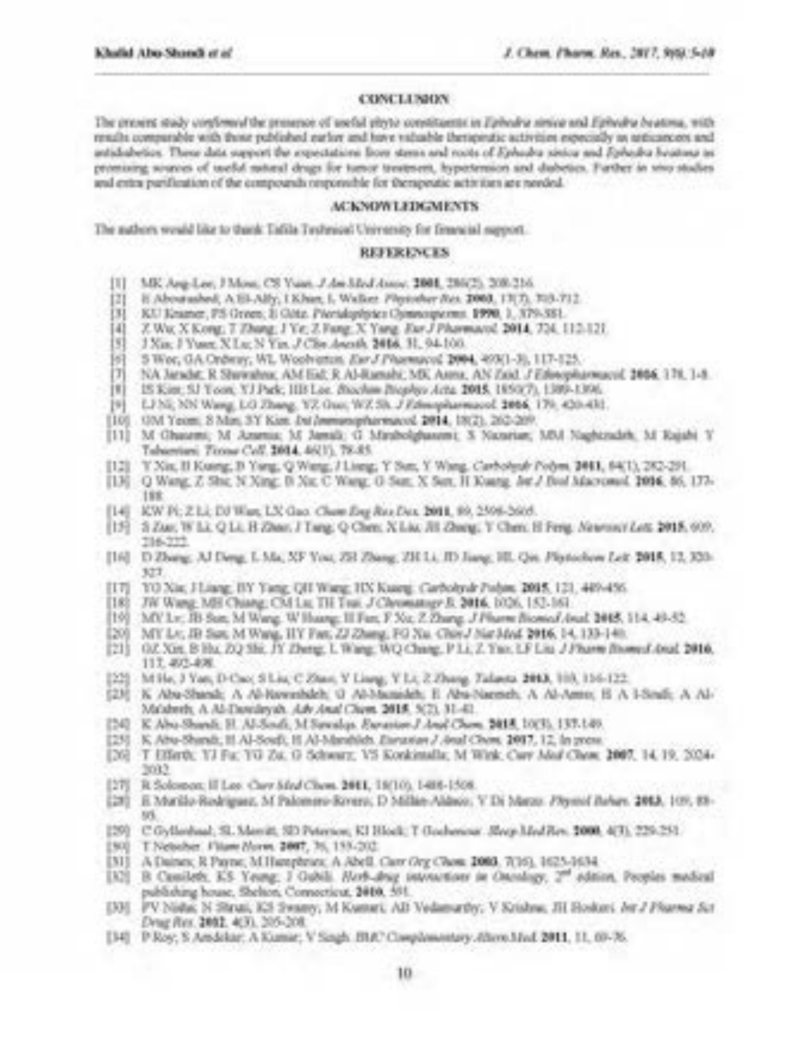## CONCLUSION

The present study confirmed the presence of useful phyto constituents in *Ephedra sinica* and *Ephedra foeminea*, with results comparable with those published earlier and have valuable therapeutic activities especially as anticancers and antidiabetics. These data support the expectations from stems and roots of *Ephedra sinica* and *Ephedra foeminea* as promising sources of useful natural drugs for tumor treatment, hypertension and diabetics. Further *in vivo* studies and extra purification of the compounds responsible for therapeutic activities are needed.

## ACKNOWLEDGMENTS

The authors would like to thank Tafila Technical University for financial support.

## REFERENCES

[1] MK Ang-Lee; J Moss; CS Yuan. *J Am Med Assoc.* **2001**, 286(2), 208-216.

[2] E Abourashed; A El-Alfy; I Khan; L Walker. *Phytother Res.* **2003**, 17(7), 703-712.

[3] KU Kramer; PS Green; E Götz. *Pteridophytes Gymnosperms.* **1990**, 1, 379-381.

[4] Z Wu; X Kong; T Zhang; J Ye; Z Fang; X Yang. *Eur J Pharmacol.* **2014**, 724, 112-121.

[5] J Xia; J Yuan; X Lu; N Yin. *J Clin Anesth.* **2016**, 31, 94-100.

[6] S Woo; GA Ordway; WL Woolverton. *Eur J Pharmacol.* **2004**, 493(1-3), 117-125.

[7] NA Jaradat; R Shawahna; AM Eid; R Al-Ramahi; MK Asma; AN Zaid. *J Ethnopharmacol.* **2016**, 178, 1-8.

[8] IS Kim; SJ Yoon; YJ Park; HB Lee. *Biochim Biophys Acta.* **2015**, 1850(7), 1389-1396.

[9] LJ Ni; NN Wang; LG Zhang; YZ Guo; WZ Sh. *J Ethnopharmacol.* **2016**, 179, 420-431.

[10] GM Yeom; S Min; SY Kim. *Int Immunopharmacol.* **2014**, 18(2), 262-269.

[11] M Ghasemi; M Azarnia; M Jamali; G Mirabolghasemi; S Nazarian; MM Naghizadeh; M Rajabi; Y Tahamtani. *Tissue Cell.* **2014**, 46(1), 78-85.

[12] Y Xia; B Kuang; B Yang; Q Wang; J Liang; Y Sun; Y Wang. *Carbohydr Polym.* **2011**, 84(1), 282-291.

[13] Q Wang; Z Shu; N Xing; B Xu; C Wang; G Sun; X Sun; H Kuang. *Int J Biol Macromol.* **2016**, 86, 177-188.

[14] KW Fi; Z Li; DJ Wan; LX Guo. *Chem Eng Res Des.* **2011**, 89, 2598-2605.

[15] S Zuo; W Li; Q Li; H Zhao; J Tang; Q Chen; X Liu; H Zhang; Y Chen; H Feng. *Neurosci Lett.* **2015**, 609, 216-222.

[16] D Zhang; AJ Deng; L Ma; XF You; ZH Zhang; ZH Li; JD Jiang; HL Qin. *Phytochem Lett.* **2015**, 13, 320-327.

[17] YG Xia; J Liang; BY Yang; QH Wang; HX Kuang. *Carbohydr Polym.* **2015**, 121, 449-456.

[18] JW Wang; MH Chiang; CM Lu; TH Tsai. *J Chromatogr B.* **2016**, 1026, 152-161.

[19] MY Lv; JB Sun; M Wang; W Huang; H Fan; F Xu; Z Zhang. *J Pharm Biomed Anal.* **2015**, 114, 49-52.

[20] MY Lv; JB Sun; M Wang; HY Fan; ZJ Zhang; FG Xu. *Chin J Nat Med.* **2016**, 14, 133-140.

[21] GZ Xin; B Hu; ZQ Shi; JY Zheng; L Wang; WQ Chang; P Li; Z Yao; LF Liu. *J Pharm Biomed Anal.* **2016**, 117, 492-498.

[22] M He; J Yan; D Cao; S Liu; C Zhou; Y Liang; Y Li; Z Zhang. *Talanta.* **2013**, 110, 116-122.

[23] K Abu-Shandi; A Al-Rawashdeh; G Al-Mazaideh; E Abu-Nameh; A Al-Amro; H A l-Soufi; A Al-Ma'aberh; A Al-Dawdeyah. *Adv Anal Chem.* **2015**, 5(2), 31-41.

[24] K Abu-Shandi; H Al-Soufi; M Sawalqa. *Eurasian J Anal Chem.* **2015**, 10(3), 137-149.

[25] K Abu-Shandi; H Al-Soufi; H Al-Marshdeh. *Eurasian J Anal Chem.* **2017**, 12, In press.

[26] T Efferth; YJ Fu; YG Zu; G Schwarz; VS Konkimalla; M Wink. *Curr Med Chem.* **2007**, 14, 19, 2024-2032.

[27] R Solomon; H Lee. *Curr Med Chem.* **2011**, 18(10), 1488-1508.

[28] E Murillo-Rodriguez; M Palomero-Rivero; D Millan-Aldaco; V Di Marzo. *Physiol Behav.* **2013**, 109, 88-95.

[29] C Gyllenhaal; SL Merritt; SD Peterson; KI Block; T Gochenour. *Sleep Med Rev.* **2000**, 4(3), 229-251.

[30] T Netzeber. *Vitam Horm.* **2007**, 76, 155-202.

[31] A Daines; R Payne; M Humphries; A Abell. *Curr Org Chem.* **2003**, 7(16), 1625-1634.

[32] B Cassileth; KS Yeung; J Gubili. *Herb-drug interactions in Oncology*, 2[nd] edition, Peoples medical publishing house, Shelton, Connecticut, **2010**, 591.

[33] PV Nishat; N Shruti; KS Swamy; M Kumari; AD Vedamurthy; V Krishna; JH Hoskeri. *Int J Pharma Sci Drug Res.* **2012**, 4(3), 205-208.

[34] P Roy; S Amdekar; A Kumar; V Singh. *BMC Complementary Altern Med.* **2011**, 11, 69-76.